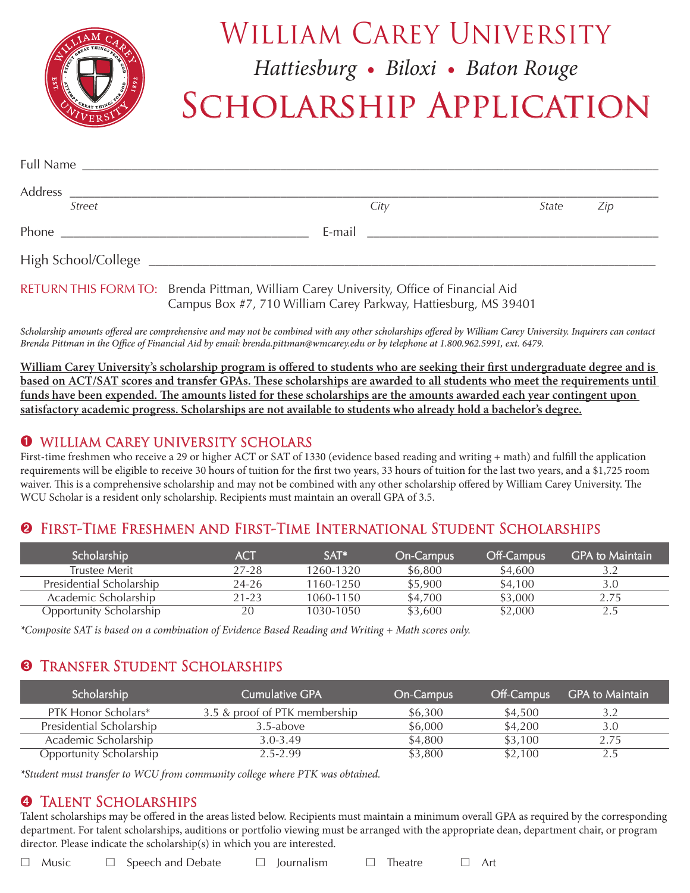# William Carey University

*Hattiesburg • Biloxi • Baton Rouge*

# Scholarship Application

Full Name ______________________________________________

Address ______________________________________________
*Street* *City* *State* *Zip*

Phone ____________________ E-mail ____________________

High School/College ______________________________________________

RETURN THIS FORM TO: Brenda Pittman, William Carey University, Office of Financial Aid
Campus Box #7, 710 William Carey Parkway, Hattiesburg, MS 39401

*Scholarship amounts offered are comprehensive and may not be combined with any other scholarships offered by William Carey University. Inquirers can contact Brenda Pittman in the Office of Financial Aid by email: brenda.pittman@wmcarey.edu or by telephone at 1.800.962.5991, ext. 6479.*

**William Carey University's scholarship program is offered to students who are seeking their first undergraduate degree and is based on ACT/SAT scores and transfer GPAs. These scholarships are awarded to all students who meet the requirements until funds have been expended. The amounts listed for these scholarships are the amounts awarded each year contingent upon satisfactory academic progress. Scholarships are not available to students who already hold a bachelor's degree.**

## ❶ William Carey University Scholars

First-time freshmen who receive a 29 or higher ACT or SAT of 1330 (evidence based reading and writing + math) and fulfill the application requirements will be eligible to receive 30 hours of tuition for the first two years, 33 hours of tuition for the last two years, and a $1,725 room waiver. This is a comprehensive scholarship and may not be combined with any other scholarship offered by William Carey University. The WCU Scholar is a resident only scholarship. Recipients must maintain an overall GPA of 3.5.

## ❷ First-Time Freshmen and First-Time International Student Scholarships

| Scholarship | ACT | SAT* | On-Campus | Off-Campus | GPA to Maintain |
|---|---|---|---|---|---|
| Trustee Merit | 27-28 | 1260-1320 | $6,800 | $4,600 | 3.2 |
| Presidential Scholarship | 24-26 | 1160-1250 | $5,900 | $4,100 | 3.0 |
| Academic Scholarship | 21-23 | 1060-1150 | $4,700 | $3,000 | 2.75 |
| Opportunity Scholarship | 20 | 1030-1050 | $3,600 | $2,000 | 2.5 |

*\*Composite SAT is based on a combination of Evidence Based Reading and Writing + Math scores only.*

## ❸ Transfer Student Scholarships

| Scholarship | Cumulative GPA | On-Campus | Off-Campus | GPA to Maintain |
|---|---|---|---|---|
| PTK Honor Scholars* | 3.5 & proof of PTK membership | $6,300 | $4,500 | 3.2 |
| Presidential Scholarship | 3.5-above | $6,000 | $4,200 | 3.0 |
| Academic Scholarship | 3.0-3.49 | $4,800 | $3,100 | 2.75 |
| Opportunity Scholarship | 2.5-2.99 | $3,800 | $2,100 | 2.5 |

*\*Student must transfer to WCU from community college where PTK was obtained.*

## ❹ Talent Scholarships

Talent scholarships may be offered in the areas listed below. Recipients must maintain a minimum overall GPA as required by the corresponding department. For talent scholarships, auditions or portfolio viewing must be arranged with the appropriate dean, department chair, or program director. Please indicate the scholarship(s) in which you are interested.

☐ Music ☐ Speech and Debate ☐ Journalism ☐ Theatre ☐ Art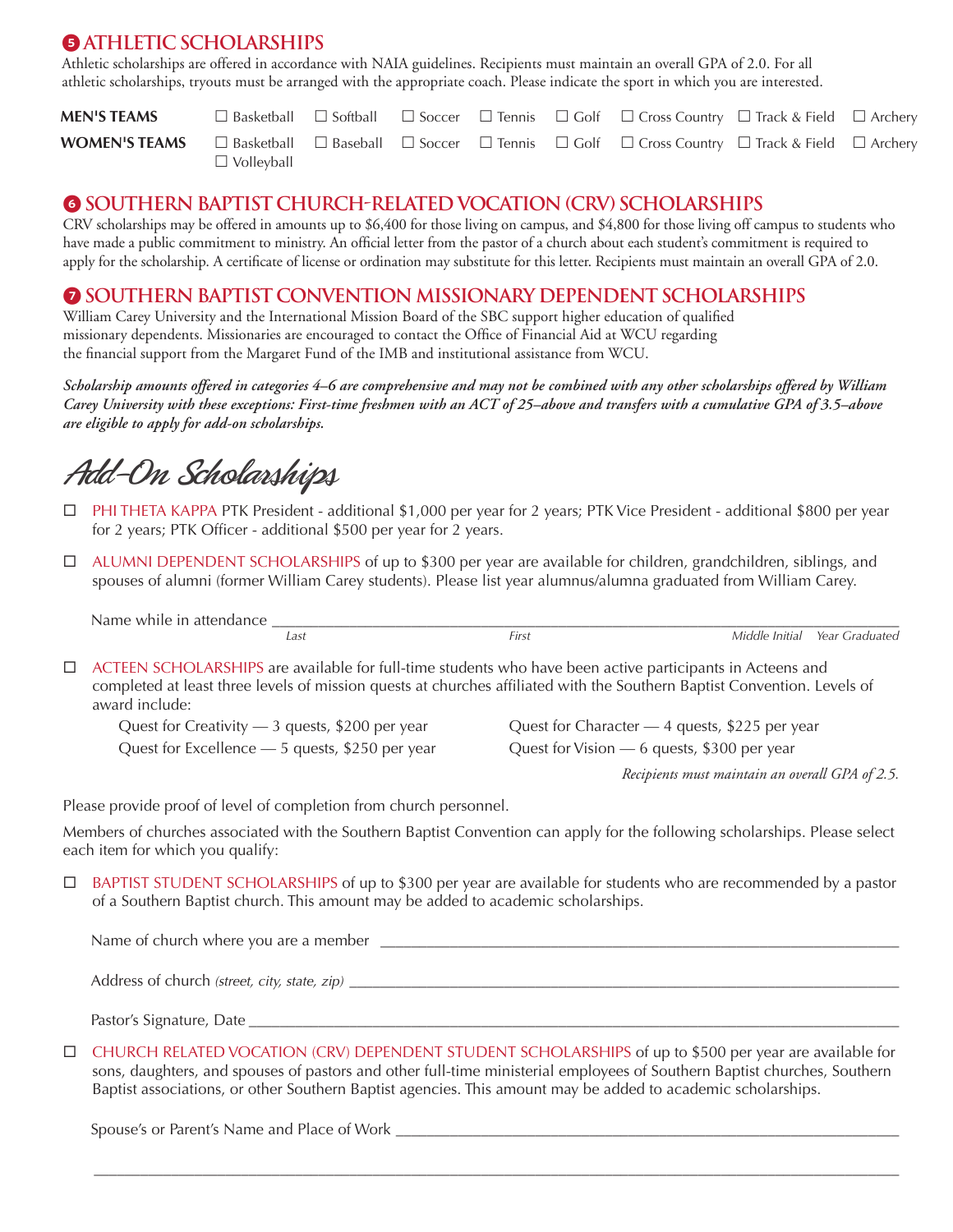## 5 ATHLETIC SCHOLARSHIPS

Athletic scholarships are offered in accordance with NAIA guidelines. Recipients must maintain an overall GPA of 2.0. For all athletic scholarships, tryouts must be arranged with the appropriate coach. Please indicate the sport in which you are interested.

| | | | | | | | | |
|---|---|---|---|---|---|---|---|---|
| **MEN'S TEAMS** | ☐ Basketball | ☐ Softball | ☐ Soccer | ☐ Tennis | ☐ Golf | ☐ Cross Country | ☐ Track & Field | ☐ Archery |
| **WOMEN'S TEAMS** | ☐ Basketball<br>☐ Volleyball | ☐ Baseball | ☐ Soccer | ☐ Tennis | ☐ Golf | ☐ Cross Country | ☐ Track & Field | ☐ Archery |

## 6 SOUTHERN BAPTIST CHURCH-RELATED VOCATION (CRV) SCHOLARSHIPS

CRV scholarships may be offered in amounts up to $6,400 for those living on campus, and $4,800 for those living off campus to students who have made a public commitment to ministry. An official letter from the pastor of a church about each student's commitment is required to apply for the scholarship. A certificate of license or ordination may substitute for this letter. Recipients must maintain an overall GPA of 2.0.

## 7 SOUTHERN BAPTIST CONVENTION MISSIONARY DEPENDENT SCHOLARSHIPS

William Carey University and the International Mission Board of the SBC support higher education of qualified missionary dependents. Missionaries are encouraged to contact the Office of Financial Aid at WCU regarding the financial support from the Margaret Fund of the IMB and institutional assistance from WCU.

***Scholarship amounts offered in categories 4–6 are comprehensive and may not be combined with any other scholarships offered by William Carey University with these exceptions: First-time freshmen with an ACT of 25–above and transfers with a cumulative GPA of 3.5–above are eligible to apply for add-on scholarships.***

# Add-On Scholarships

☐ PHI THETA KAPPA PTK President - additional $1,000 per year for 2 years; PTK Vice President - additional $800 per year for 2 years; PTK Officer - additional $500 per year for 2 years.

☐ ALUMNI DEPENDENT SCHOLARSHIPS of up to $300 per year are available for children, grandchildren, siblings, and spouses of alumni (former William Carey students). Please list year alumnus/alumna graduated from William Carey.

Name while in attendance ______________________________________________
*Last* *First* *Middle Initial* *Year Graduated*

☐ ACTEEN SCHOLARSHIPS are available for full-time students who have been active participants in Acteens and completed at least three levels of mission quests at churches affiliated with the Southern Baptist Convention. Levels of award include:

Quest for Creativity — 3 quests, $200 per year
Quest for Character — 4 quests, $225 per year
Quest for Excellence — 5 quests, $250 per year
Quest for Vision — 6 quests, $300 per year

*Recipients must maintain an overall GPA of 2.5.*

Please provide proof of level of completion from church personnel.

Members of churches associated with the Southern Baptist Convention can apply for the following scholarships. Please select each item for which you qualify:

☐ BAPTIST STUDENT SCHOLARSHIPS of up to $300 per year are available for students who are recommended by a pastor of a Southern Baptist church. This amount may be added to academic scholarships.

Name of church where you are a member ______________________________________________

Address of church *(street, city, state, zip)* ______________________________________________

Pastor's Signature, Date ______________________________________________

☐ CHURCH RELATED VOCATION (CRV) DEPENDENT STUDENT SCHOLARSHIPS of up to $500 per year are available for sons, daughters, and spouses of pastors and other full-time ministerial employees of Southern Baptist churches, Southern Baptist associations, or other Southern Baptist agencies. This amount may be added to academic scholarships.

Spouse's or Parent's Name and Place of Work ______________________________________________

______________________________________________